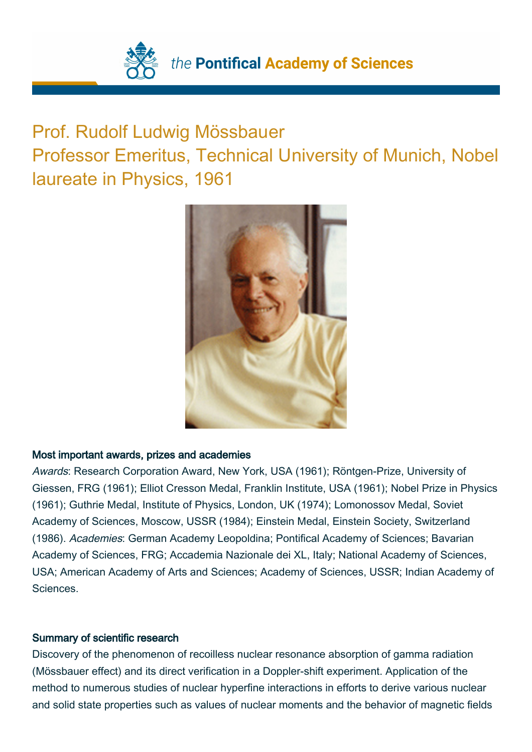# Prof. Rudolf Ludwig Mössbauer
## Professor Emeritus, Technical University of Munich, Nobel laureate in Physics, 1961

### Most important awards, prizes and academies

*Awards*: Research Corporation Award, New York, USA (1961); Röntgen-Prize, University of Giessen, FRG (1961); Elliot Cresson Medal, Franklin Institute, USA (1961); Nobel Prize in Physics (1961); Guthrie Medal, Institute of Physics, London, UK (1974); Lomonossov Medal, Soviet Academy of Sciences, Moscow, USSR (1984); Einstein Medal, Einstein Society, Switzerland (1986). *Academies*: German Academy Leopoldina; Pontifical Academy of Sciences; Bavarian Academy of Sciences, FRG; Accademia Nazionale dei XL, Italy; National Academy of Sciences, USA; American Academy of Arts and Sciences; Academy of Sciences, USSR; Indian Academy of Sciences.

### Summary of scientific research

Discovery of the phenomenon of recoilless nuclear resonance absorption of gamma radiation (Mössbauer effect) and its direct verification in a Doppler-shift experiment. Application of the method to numerous studies of nuclear hyperfine interactions in efforts to derive various nuclear and solid state properties such as values of nuclear moments and the behavior of magnetic fields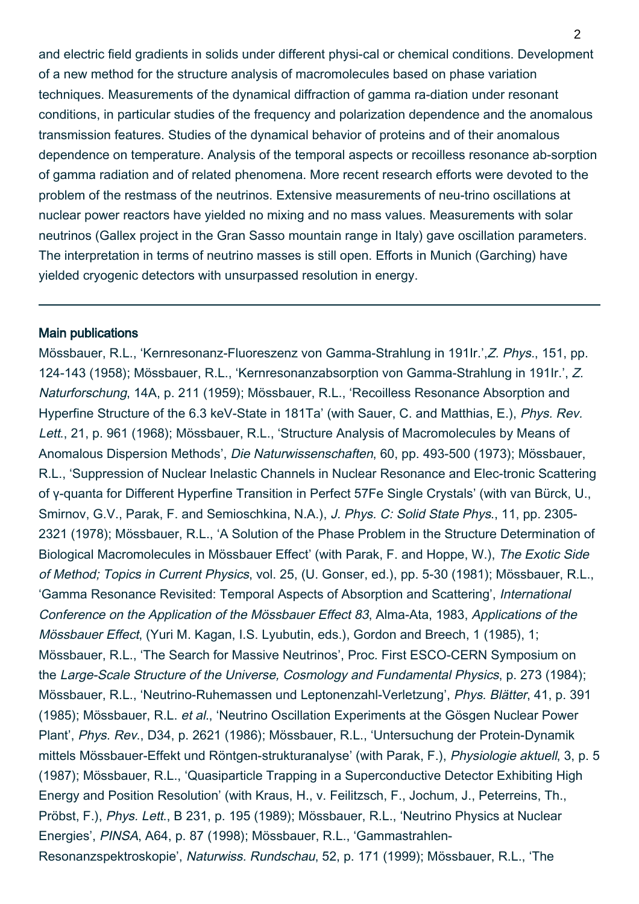and electric field gradients in solids under different physi-cal or chemical conditions. Development of a new method for the structure analysis of macromolecules based on phase variation techniques. Measurements of the dynamical diffraction of gamma ra-diation under resonant conditions, in particular studies of the frequency and polarization dependence and the anomalous transmission features. Studies of the dynamical behavior of proteins and of their anomalous dependence on temperature. Analysis of the temporal aspects or recoilless resonance ab-sorption of gamma radiation and of related phenomena. More recent research efforts were devoted to the problem of the restmass of the neutrinos. Extensive measurements of neu-trino oscillations at nuclear power reactors have yielded no mixing and no mass values. Measurements with solar neutrinos (Gallex project in the Gran Sasso mountain range in Italy) gave oscillation parameters. The interpretation in terms of neutrino masses is still open. Efforts in Munich (Garching) have yielded cryogenic detectors with unsurpassed resolution in energy.

---

**Main publications**

Mössbauer, R.L., 'Kernresonanz-Fluoreszenz von Gamma-Strahlung in 191Ir.',*Z. Phys.*, 151, pp. 124-143 (1958); Mössbauer, R.L., 'Kernresonanzabsorption von Gamma-Strahlung in 191Ir.', *Z. Naturforschung*, 14A, p. 211 (1959); Mössbauer, R.L., 'Recoilless Resonance Absorption and Hyperfine Structure of the 6.3 keV-State in 181Ta' (with Sauer, C. and Matthias, E.), *Phys. Rev. Lett.*, 21, p. 961 (1968); Mössbauer, R.L., 'Structure Analysis of Macromolecules by Means of Anomalous Dispersion Methods', *Die Naturwissenschaften*, 60, pp. 493-500 (1973); Mössbauer, R.L., 'Suppression of Nuclear Inelastic Channels in Nuclear Resonance and Elec-tronic Scattering of γ-quanta for Different Hyperfine Transition in Perfect 57Fe Single Crystals' (with van Bürck, U., Smirnov, G.V., Parak, F. and Semioschkina, N.A.), *J. Phys. C: Solid State Phys.*, 11, pp. 2305-2321 (1978); Mössbauer, R.L., 'A Solution of the Phase Problem in the Structure Determination of Biological Macromolecules in Mössbauer Effect' (with Parak, F. and Hoppe, W.), *The Exotic Side of Method; Topics in Current Physics*, vol. 25, (U. Gonser, ed.), pp. 5-30 (1981); Mössbauer, R.L., 'Gamma Resonance Revisited: Temporal Aspects of Absorption and Scattering', *International Conference on the Application of the Mössbauer Effect 83*, Alma-Ata, 1983, *Applications of the Mössbauer Effect*, (Yuri M. Kagan, I.S. Lyubutin, eds.), Gordon and Breech, 1 (1985), 1; Mössbauer, R.L., 'The Search for Massive Neutrinos', Proc. First ESCO-CERN Symposium on the *Large-Scale Structure of the Universe, Cosmology and Fundamental Physics*, p. 273 (1984); Mössbauer, R.L., 'Neutrino-Ruhemassen und Leptonenzahl-Verletzung', *Phys. Blätter*, 41, p. 391 (1985); Mössbauer, R.L. *et al.*, 'Neutrino Oscillation Experiments at the Gösgen Nuclear Power Plant', *Phys. Rev.*, D34, p. 2621 (1986); Mössbauer, R.L., 'Untersuchung der Protein-Dynamik mittels Mössbauer-Effekt und Röntgen-strukturanalyse' (with Parak, F.), *Physiologie aktuell*, 3, p. 5 (1987); Mössbauer, R.L., 'Quasiparticle Trapping in a Superconductive Detector Exhibiting High Energy and Position Resolution' (with Kraus, H., v. Feilitzsch, F., Jochum, J., Peterreins, Th., Pröbst, F.), *Phys. Lett.*, B 231, p. 195 (1989); Mössbauer, R.L., 'Neutrino Physics at Nuclear Energies', *PINSA*, A64, p. 87 (1998); Mössbauer, R.L., 'Gammastrahlen-Resonanzspektroskopie', *Naturwiss. Rundschau*, 52, p. 171 (1999); Mössbauer, R.L., 'The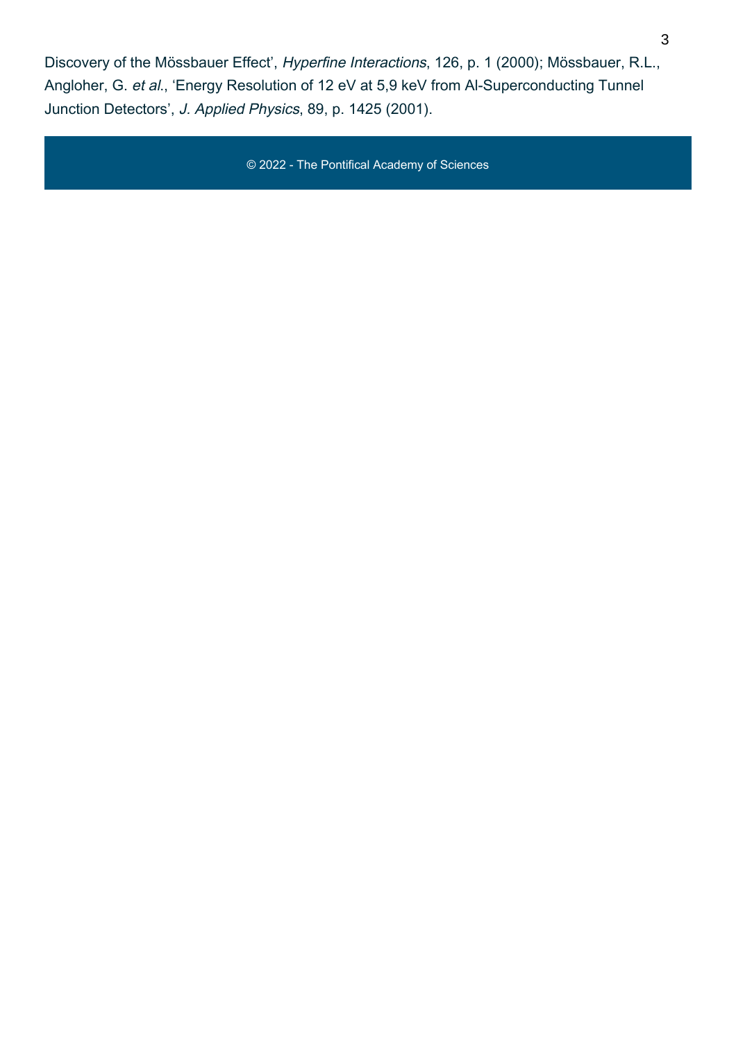Discovery of the Mössbauer Effect', *Hyperfine Interactions*, 126, p. 1 (2000); Mössbauer, R.L., Angloher, G. *et al.*, 'Energy Resolution of 12 eV at 5,9 keV from Al-Superconducting Tunnel Junction Detectors', *J. Applied Physics*, 89, p. 1425 (2001).

© 2022 - The Pontifical Academy of Sciences